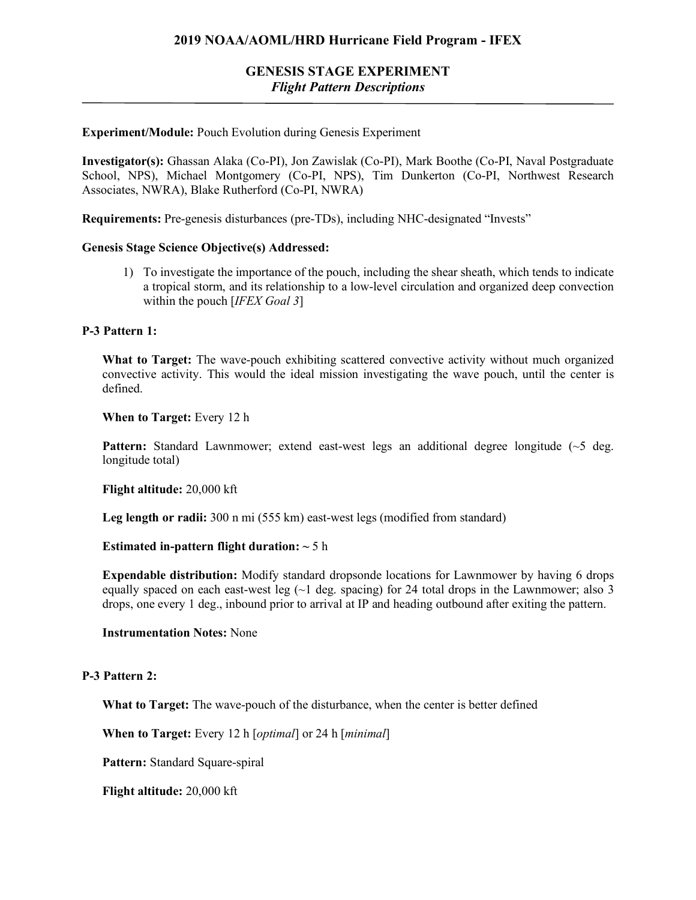# 2019 NOAA/AOML/HRD Hurricane Field Program - IFEX

## GENESIS STAGE EXPERIMENT
### *Flight Pattern Descriptions*

---

**Experiment/Module:** Pouch Evolution during Genesis Experiment

**Investigator(s):** Ghassan Alaka (Co-PI), Jon Zawislak (Co-PI), Mark Boothe (Co-PI, Naval Postgraduate School, NPS), Michael Montgomery (Co-PI, NPS), Tim Dunkerton (Co-PI, Northwest Research Associates, NWRA), Blake Rutherford (Co-PI, NWRA)

**Requirements:** Pre-genesis disturbances (pre-TDs), including NHC-designated "Invests"

**Genesis Stage Science Objective(s) Addressed:**

1) To investigate the importance of the pouch, including the shear sheath, which tends to indicate a tropical storm, and its relationship to a low-level circulation and organized deep convection within the pouch [*IFEX Goal 3*]

**P-3 Pattern 1:**

**What to Target:** The wave-pouch exhibiting scattered convective activity without much organized convective activity. This would the ideal mission investigating the wave pouch, until the center is defined.

**When to Target:** Every 12 h

**Pattern:** Standard Lawnmower; extend east-west legs an additional degree longitude (~5 deg. longitude total)

**Flight altitude:** 20,000 kft

**Leg length or radii:** 300 n mi (555 km) east-west legs (modified from standard)

**Estimated in-pattern flight duration: ~** 5 h

**Expendable distribution:** Modify standard dropsonde locations for Lawnmower by having 6 drops equally spaced on each east-west leg (~1 deg. spacing) for 24 total drops in the Lawnmower; also 3 drops, one every 1 deg., inbound prior to arrival at IP and heading outbound after exiting the pattern.

**Instrumentation Notes:** None

**P-3 Pattern 2:**

**What to Target:** The wave-pouch of the disturbance, when the center is better defined

**When to Target:** Every 12 h [*optimal*] or 24 h [*minimal*]

**Pattern:** Standard Square-spiral

**Flight altitude:** 20,000 kft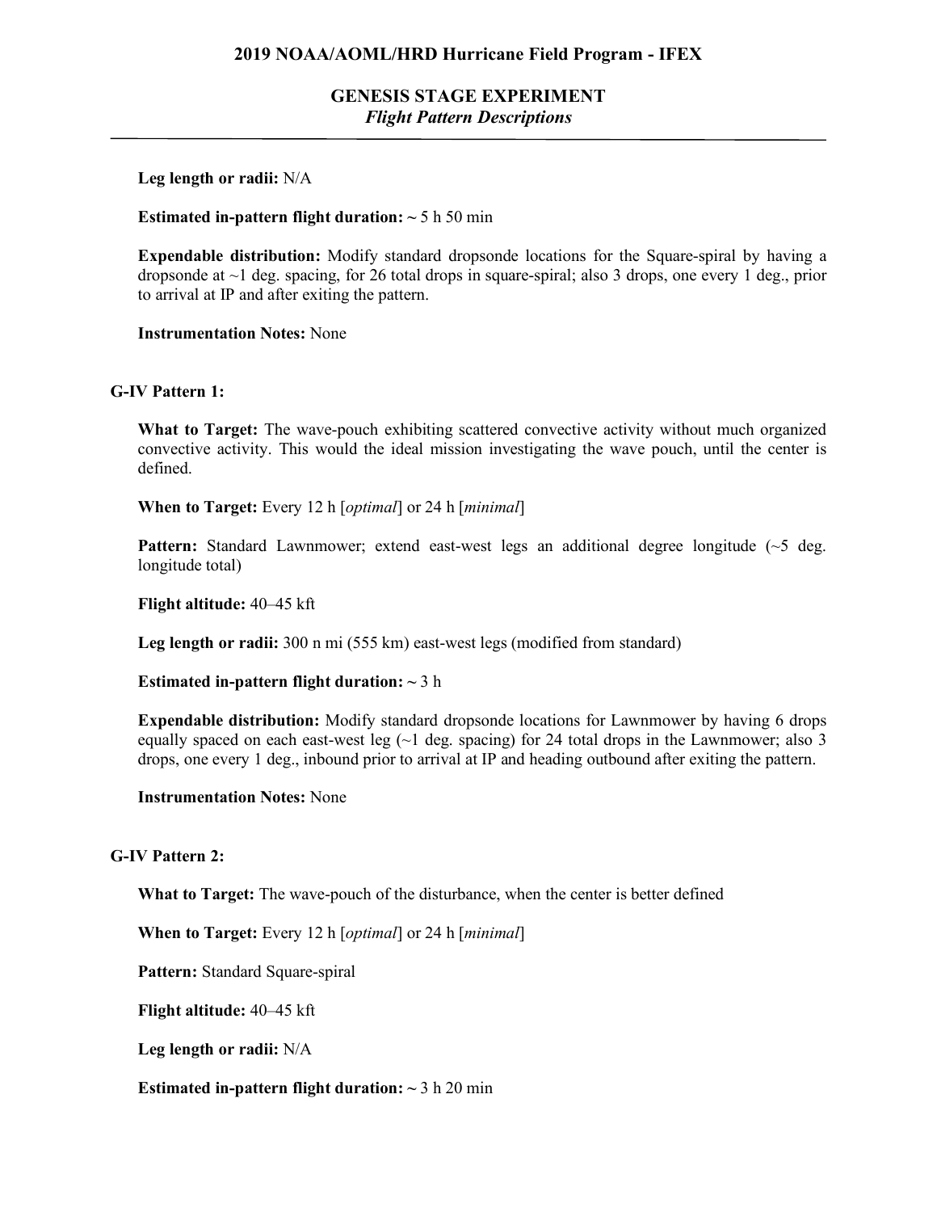**Leg length or radii:** N/A

**Estimated in-pattern flight duration:** ~ 5 h 50 min

**Expendable distribution:** Modify standard dropsonde locations for the Square-spiral by having a dropsonde at ~1 deg. spacing, for 26 total drops in square-spiral; also 3 drops, one every 1 deg., prior to arrival at IP and after exiting the pattern.

**Instrumentation Notes:** None

### G-IV Pattern 1:

**What to Target:** The wave-pouch exhibiting scattered convective activity without much organized convective activity. This would the ideal mission investigating the wave pouch, until the center is defined.

**When to Target:** Every 12 h [*optimal*] or 24 h [*minimal*]

**Pattern:** Standard Lawnmower; extend east-west legs an additional degree longitude (~5 deg. longitude total)

**Flight altitude:** 40–45 kft

**Leg length or radii:** 300 n mi (555 km) east-west legs (modified from standard)

**Estimated in-pattern flight duration:** ~ 3 h

**Expendable distribution:** Modify standard dropsonde locations for Lawnmower by having 6 drops equally spaced on each east-west leg (~1 deg. spacing) for 24 total drops in the Lawnmower; also 3 drops, one every 1 deg., inbound prior to arrival at IP and heading outbound after exiting the pattern.

**Instrumentation Notes:** None

### G-IV Pattern 2:

**What to Target:** The wave-pouch of the disturbance, when the center is better defined

**When to Target:** Every 12 h [*optimal*] or 24 h [*minimal*]

**Pattern:** Standard Square-spiral

**Flight altitude:** 40–45 kft

**Leg length or radii:** N/A

**Estimated in-pattern flight duration:** ~ 3 h 20 min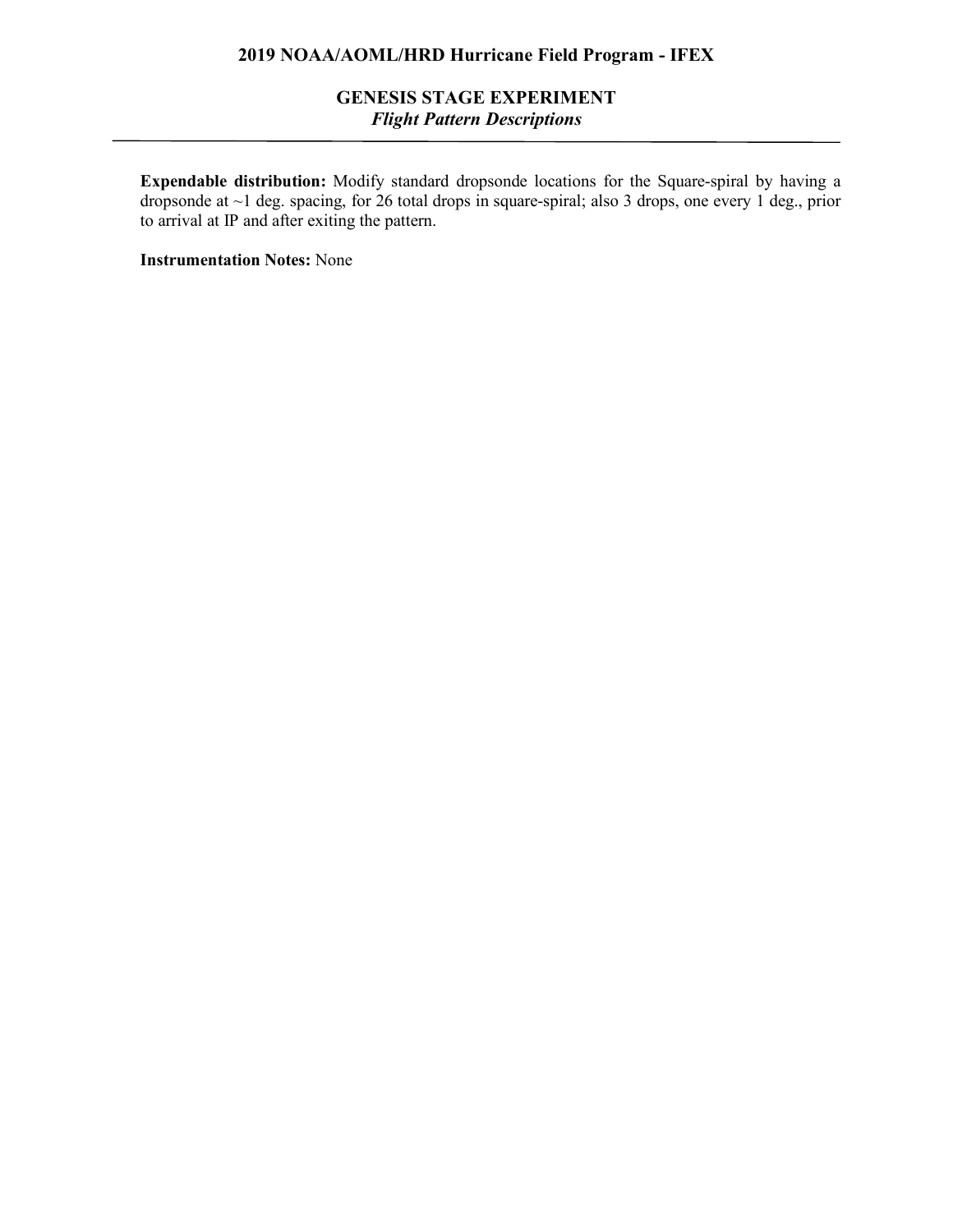**Expendable distribution:** Modify standard dropsonde locations for the Square-spiral by having a dropsonde at ~1 deg. spacing, for 26 total drops in square-spiral; also 3 drops, one every 1 deg., prior to arrival at IP and after exiting the pattern.

**Instrumentation Notes:** None